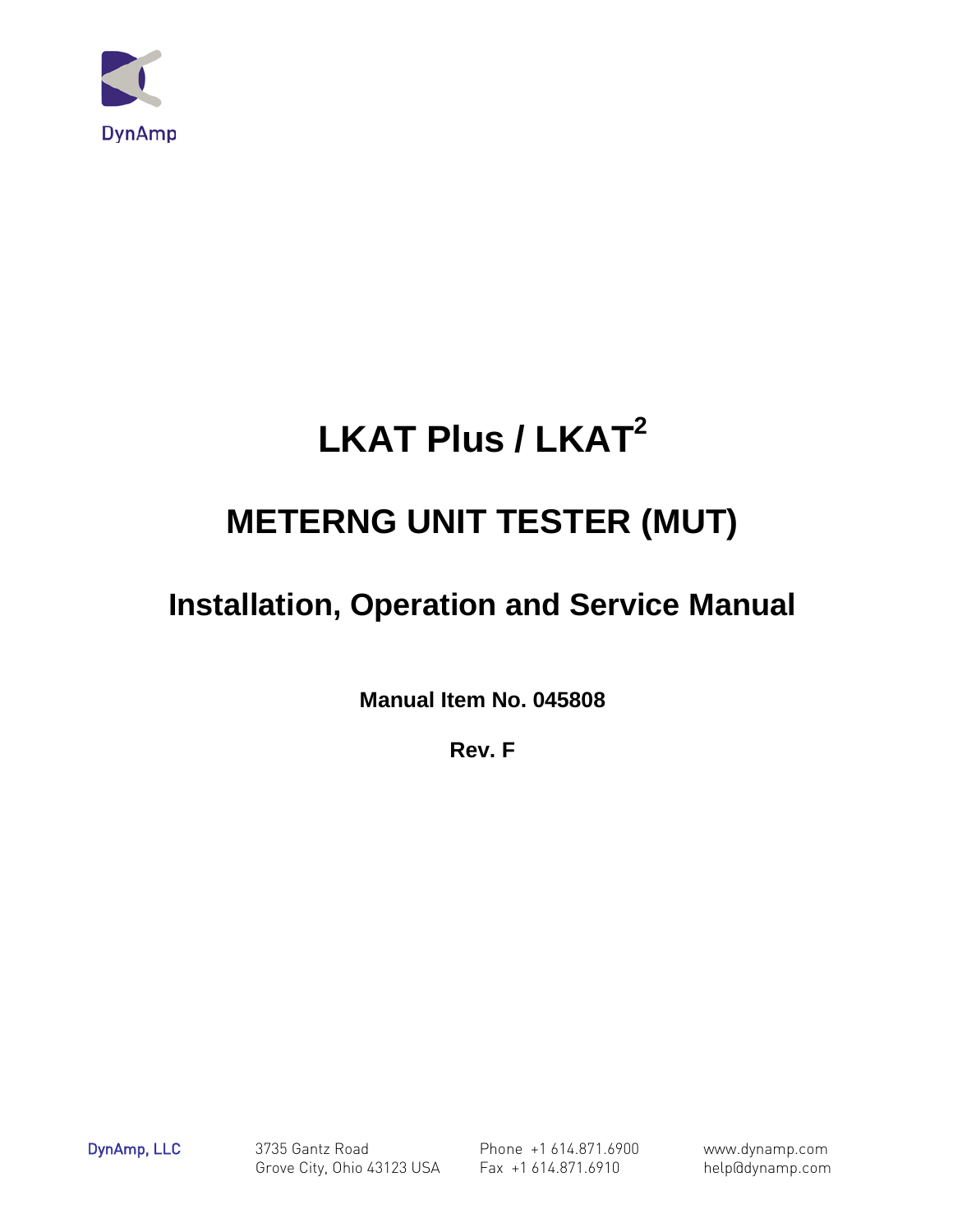DynAmp

# LKAT Plus / LKAT$^2$

# METERNG UNIT TESTER (MUT)

## Installation, Operation and Service Manual

**Manual Item No. 045808**

**Rev. F**

DynAmp, LLC

3735 Gantz Road
Grove City, Ohio 43123 USA

Phone +1 614.871.6900
Fax +1 614.871.6910

www.dynamp.com
help@dynamp.com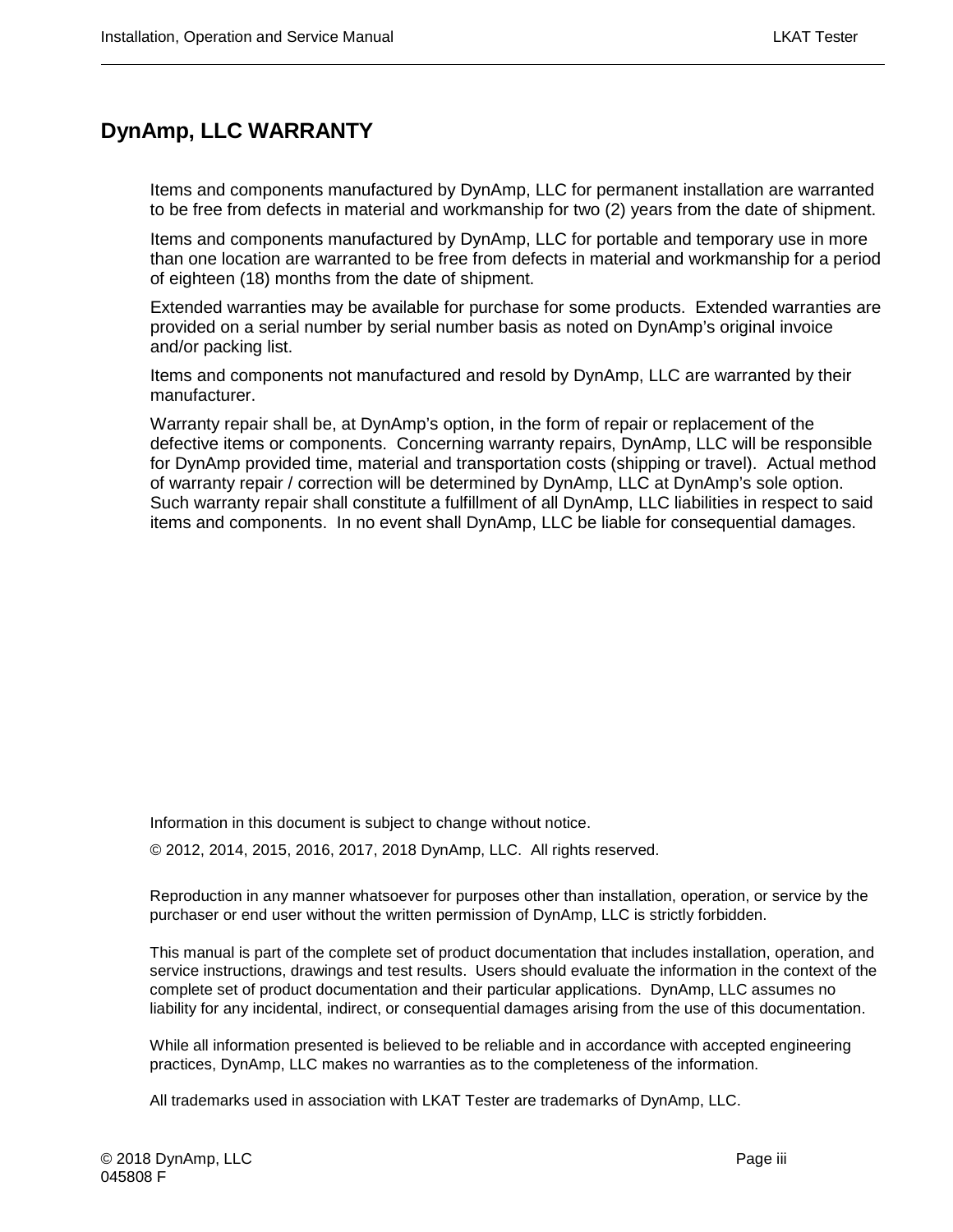# DynAmp, LLC WARRANTY

Items and components manufactured by DynAmp, LLC for permanent installation are warranted to be free from defects in material and workmanship for two (2) years from the date of shipment.

Items and components manufactured by DynAmp, LLC for portable and temporary use in more than one location are warranted to be free from defects in material and workmanship for a period of eighteen (18) months from the date of shipment.

Extended warranties may be available for purchase for some products. Extended warranties are provided on a serial number by serial number basis as noted on DynAmp's original invoice and/or packing list.

Items and components not manufactured and resold by DynAmp, LLC are warranted by their manufacturer.

Warranty repair shall be, at DynAmp's option, in the form of repair or replacement of the defective items or components. Concerning warranty repairs, DynAmp, LLC will be responsible for DynAmp provided time, material and transportation costs (shipping or travel). Actual method of warranty repair / correction will be determined by DynAmp, LLC at DynAmp's sole option. Such warranty repair shall constitute a fulfillment of all DynAmp, LLC liabilities in respect to said items and components. In no event shall DynAmp, LLC be liable for consequential damages.

Information in this document is subject to change without notice.

© 2012, 2014, 2015, 2016, 2017, 2018 DynAmp, LLC. All rights reserved.

Reproduction in any manner whatsoever for purposes other than installation, operation, or service by the purchaser or end user without the written permission of DynAmp, LLC is strictly forbidden.

This manual is part of the complete set of product documentation that includes installation, operation, and service instructions, drawings and test results. Users should evaluate the information in the context of the complete set of product documentation and their particular applications. DynAmp, LLC assumes no liability for any incidental, indirect, or consequential damages arising from the use of this documentation.

While all information presented is believed to be reliable and in accordance with accepted engineering practices, DynAmp, LLC makes no warranties as to the completeness of the information.

All trademarks used in association with LKAT Tester are trademarks of DynAmp, LLC.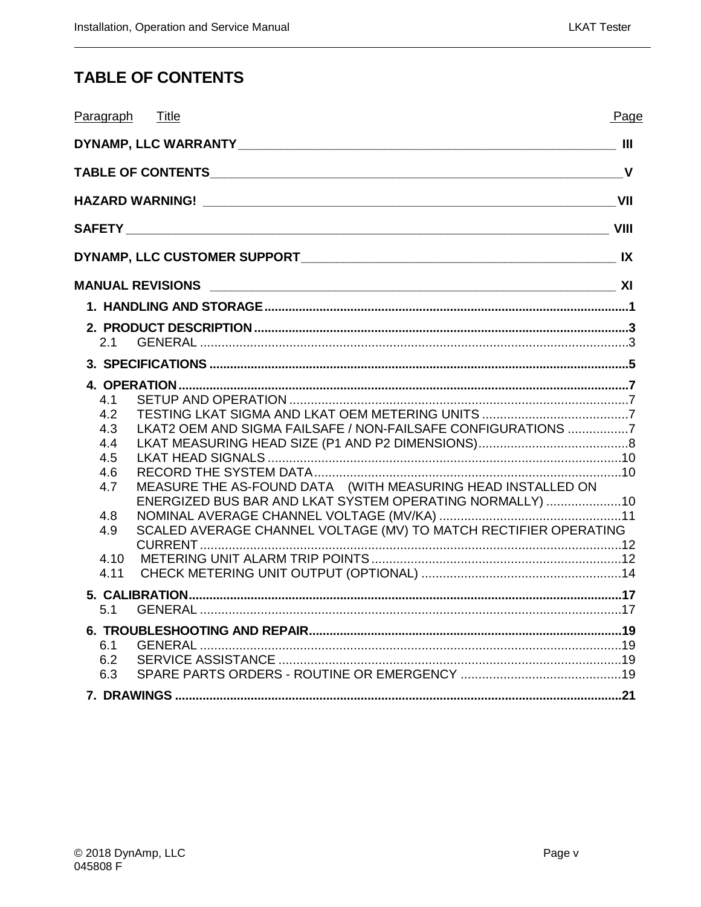# TABLE OF CONTENTS

| Paragraph | Title | Page |
|---|---|---|
| | **DYNAMP, LLC WARRANTY** | **III** |
| | **TABLE OF CONTENTS** | **V** |
| | **HAZARD WARNING!** | **VII** |
| | **SAFETY** | **VIII** |
| | **DYNAMP, LLC CUSTOMER SUPPORT** | **IX** |
| | **MANUAL REVISIONS** | **XI** |
| **1.** | **HANDLING AND STORAGE** | **1** |
| **2.** | **PRODUCT DESCRIPTION** | **3** |
| 2.1 | GENERAL | 3 |
| **3.** | **SPECIFICATIONS** | **5** |
| **4.** | **OPERATION** | **7** |
| 4.1 | SETUP AND OPERATION | 7 |
| 4.2 | TESTING LKAT SIGMA AND LKAT OEM METERING UNITS | 7 |
| 4.3 | LKAT2 OEM AND SIGMA FAILSAFE / NON-FAILSAFE CONFIGURATIONS | 7 |
| 4.4 | LKAT MEASURING HEAD SIZE (P1 AND P2 DIMENSIONS) | 8 |
| 4.5 | LKAT HEAD SIGNALS | 10 |
| 4.6 | RECORD THE SYSTEM DATA | 10 |
| 4.7 | MEASURE THE AS-FOUND DATA (WITH MEASURING HEAD INSTALLED ON ENERGIZED BUS BAR AND LKAT SYSTEM OPERATING NORMALLY) | 10 |
| 4.8 | NOMINAL AVERAGE CHANNEL VOLTAGE (MV/KA) | 11 |
| 4.9 | SCALED AVERAGE CHANNEL VOLTAGE (MV) TO MATCH RECTIFIER OPERATING CURRENT | 12 |
| 4.10 | METERING UNIT ALARM TRIP POINTS | 12 |
| 4.11 | CHECK METERING UNIT OUTPUT (OPTIONAL) | 14 |
| **5.** | **CALIBRATION** | **17** |
| 5.1 | GENERAL | 17 |
| **6.** | **TROUBLESHOOTING AND REPAIR** | **19** |
| 6.1 | GENERAL | 19 |
| 6.2 | SERVICE ASSISTANCE | 19 |
| 6.3 | SPARE PARTS ORDERS - ROUTINE OR EMERGENCY | 19 |
| **7.** | **DRAWINGS** | **21** |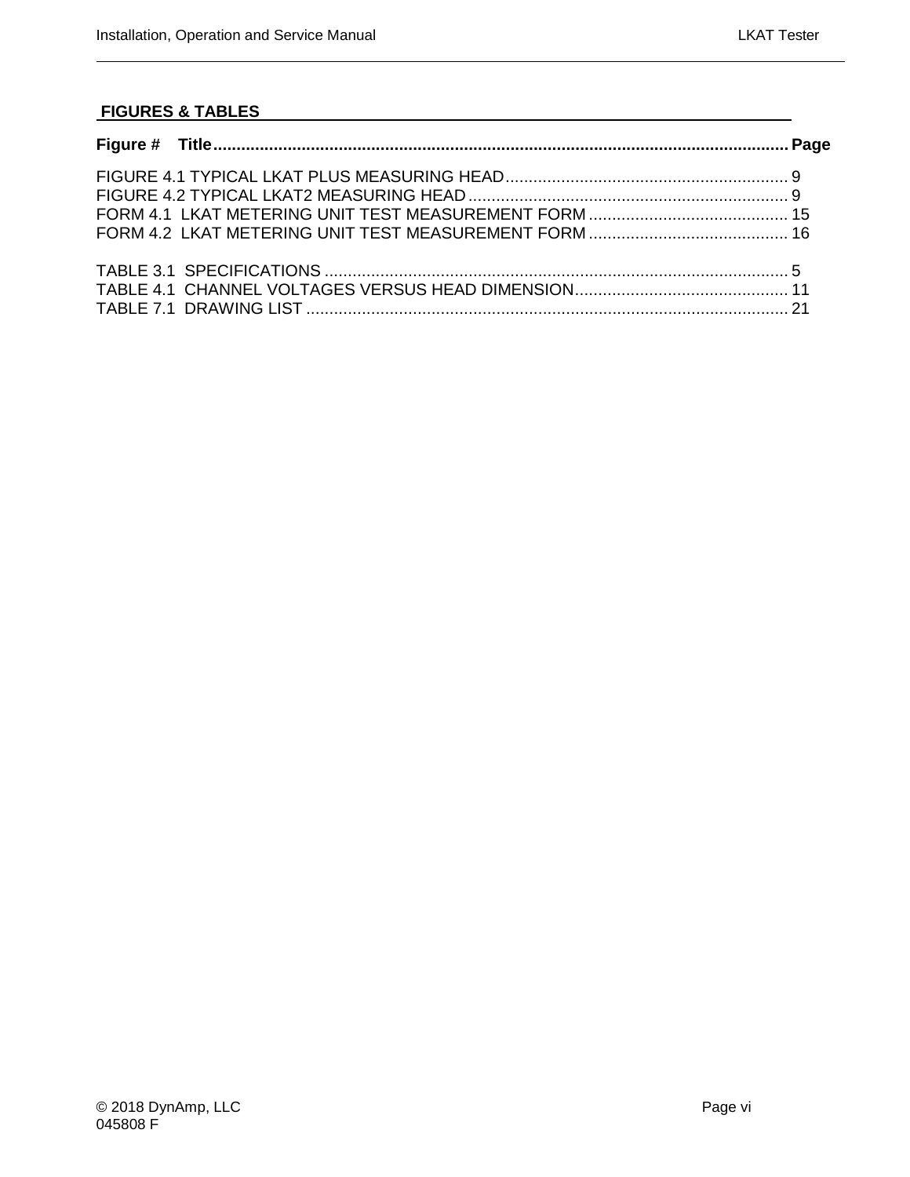## FIGURES & TABLES

| Figure # | Title | Page |
|---|---|---|
| FIGURE 4.1 | TYPICAL LKAT PLUS MEASURING HEAD | 9 |
| FIGURE 4.2 | TYPICAL LKAT2 MEASURING HEAD | 9 |
| FORM 4.1 | LKAT METERING UNIT TEST MEASUREMENT FORM | 15 |
| FORM 4.2 | LKAT METERING UNIT TEST MEASUREMENT FORM | 16 |
| TABLE 3.1 | SPECIFICATIONS | 5 |
| TABLE 4.1 | CHANNEL VOLTAGES VERSUS HEAD DIMENSION | 11 |
| TABLE 7.1 | DRAWING LIST | 21 |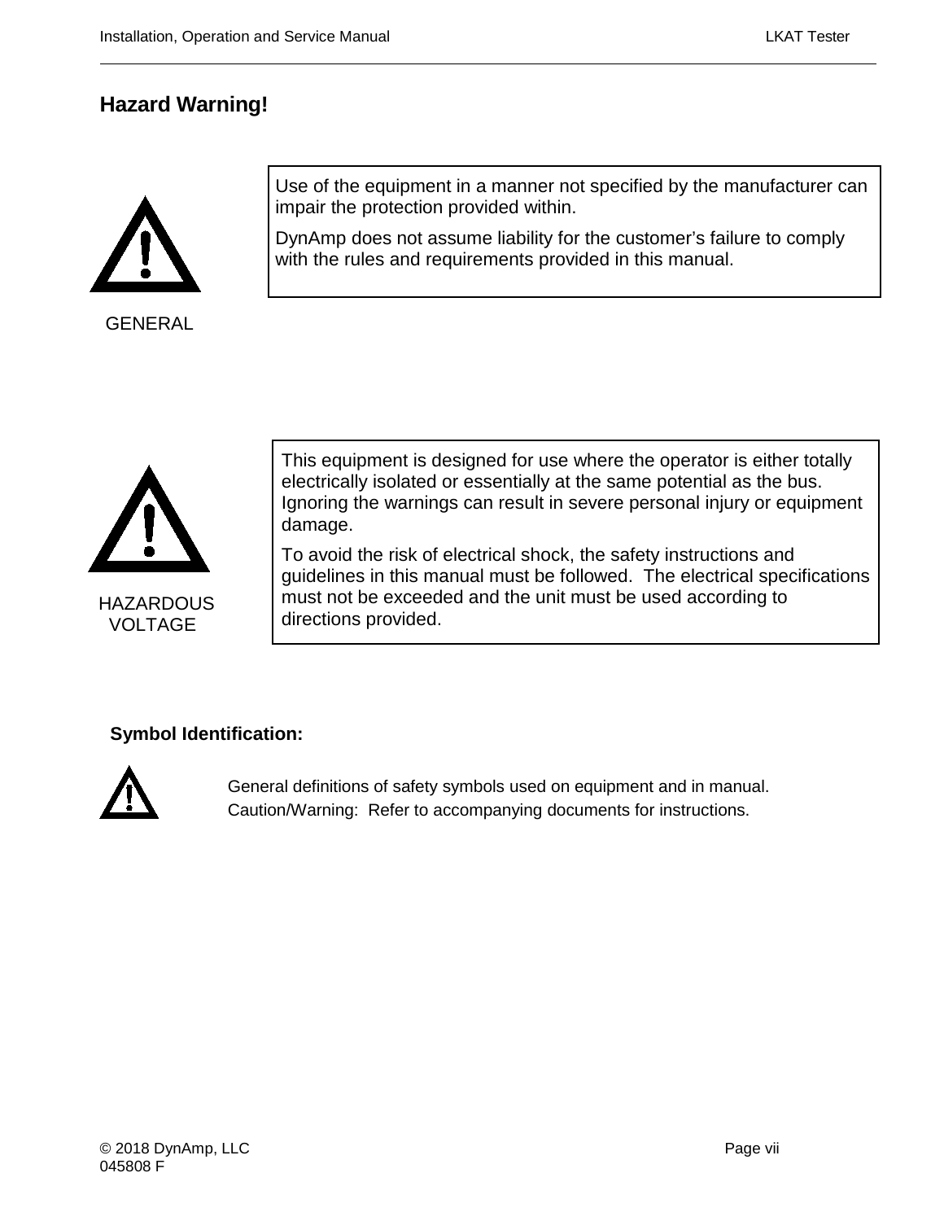## Hazard Warning!

GENERAL

Use of the equipment in a manner not specified by the manufacturer can impair the protection provided within.

DynAmp does not assume liability for the customer's failure to comply with the rules and requirements provided in this manual.

HAZARDOUS VOLTAGE

This equipment is designed for use where the operator is either totally electrically isolated or essentially at the same potential as the bus. Ignoring the warnings can result in severe personal injury or equipment damage.

To avoid the risk of electrical shock, the safety instructions and guidelines in this manual must be followed. The electrical specifications must not be exceeded and the unit must be used according to directions provided.

**Symbol Identification:**

General definitions of safety symbols used on equipment and in manual.

Caution/Warning: Refer to accompanying documents for instructions.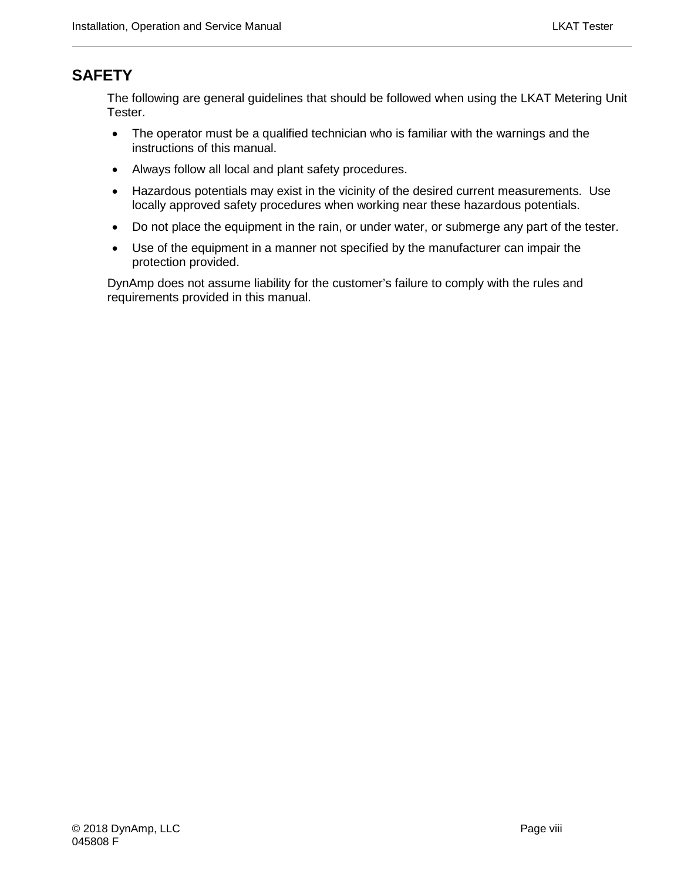## SAFETY

The following are general guidelines that should be followed when using the LKAT Metering Unit Tester.

- The operator must be a qualified technician who is familiar with the warnings and the instructions of this manual.
- Always follow all local and plant safety procedures.
- Hazardous potentials may exist in the vicinity of the desired current measurements. Use locally approved safety procedures when working near these hazardous potentials.
- Do not place the equipment in the rain, or under water, or submerge any part of the tester.
- Use of the equipment in a manner not specified by the manufacturer can impair the protection provided.

DynAmp does not assume liability for the customer's failure to comply with the rules and requirements provided in this manual.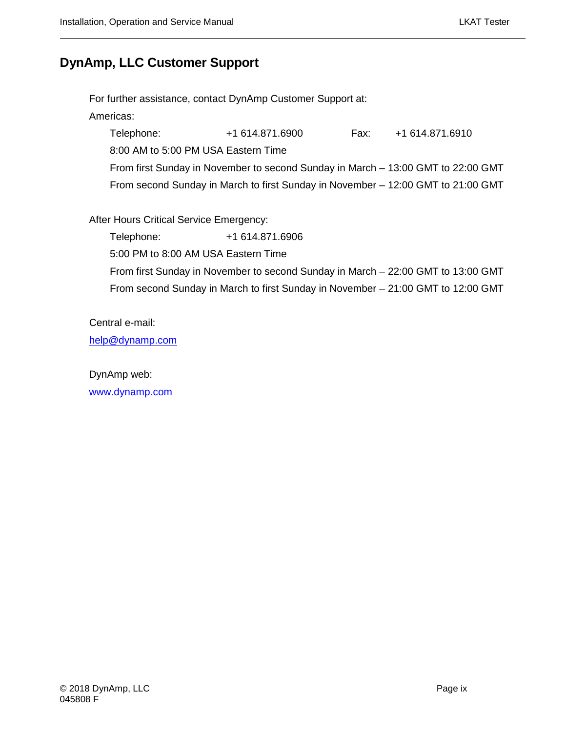## DynAmp, LLC Customer Support

For further assistance, contact DynAmp Customer Support at:

Americas:

Telephone: +1 614.871.6900 Fax: +1 614.871.6910

8:00 AM to 5:00 PM USA Eastern Time

From first Sunday in November to second Sunday in March – 13:00 GMT to 22:00 GMT

From second Sunday in March to first Sunday in November – 12:00 GMT to 21:00 GMT

After Hours Critical Service Emergency:

Telephone: +1 614.871.6906

5:00 PM to 8:00 AM USA Eastern Time

From first Sunday in November to second Sunday in March – 22:00 GMT to 13:00 GMT

From second Sunday in March to first Sunday in November – 21:00 GMT to 12:00 GMT

Central e-mail:

help@dynamp.com

DynAmp web:

www.dynamp.com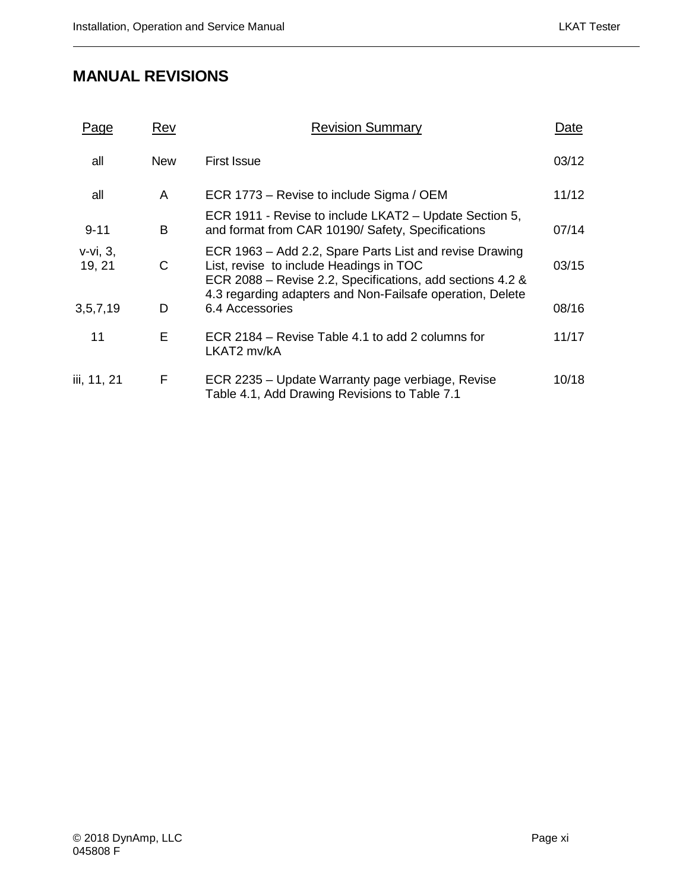# MANUAL REVISIONS

| Page | Rev | Revision Summary | Date |
|---|---|---|---|
| all | New | First Issue | 03/12 |
| all | A | ECR 1773 – Revise to include Sigma / OEM | 11/12 |
| 9-11 | B | ECR 1911 - Revise to include LKAT2 – Update Section 5, and format from CAR 10190/ Safety, Specifications | 07/14 |
| v-vi, 3, 19, 21 | C | ECR 1963 – Add 2.2, Spare Parts List and revise Drawing List, revise to include Headings in TOC | 03/15 |
| 3,5,7,19 | D | ECR 2088 – Revise 2.2, Specifications, add sections 4.2 & 4.3 regarding adapters and Non-Failsafe operation, Delete 6.4 Accessories | 08/16 |
| 11 | E | ECR 2184 – Revise Table 4.1 to add 2 columns for LKAT2 mv/kA | 11/17 |
| iii, 11, 21 | F | ECR 2235 – Update Warranty page verbiage, Revise Table 4.1, Add Drawing Revisions to Table 7.1 | 10/18 |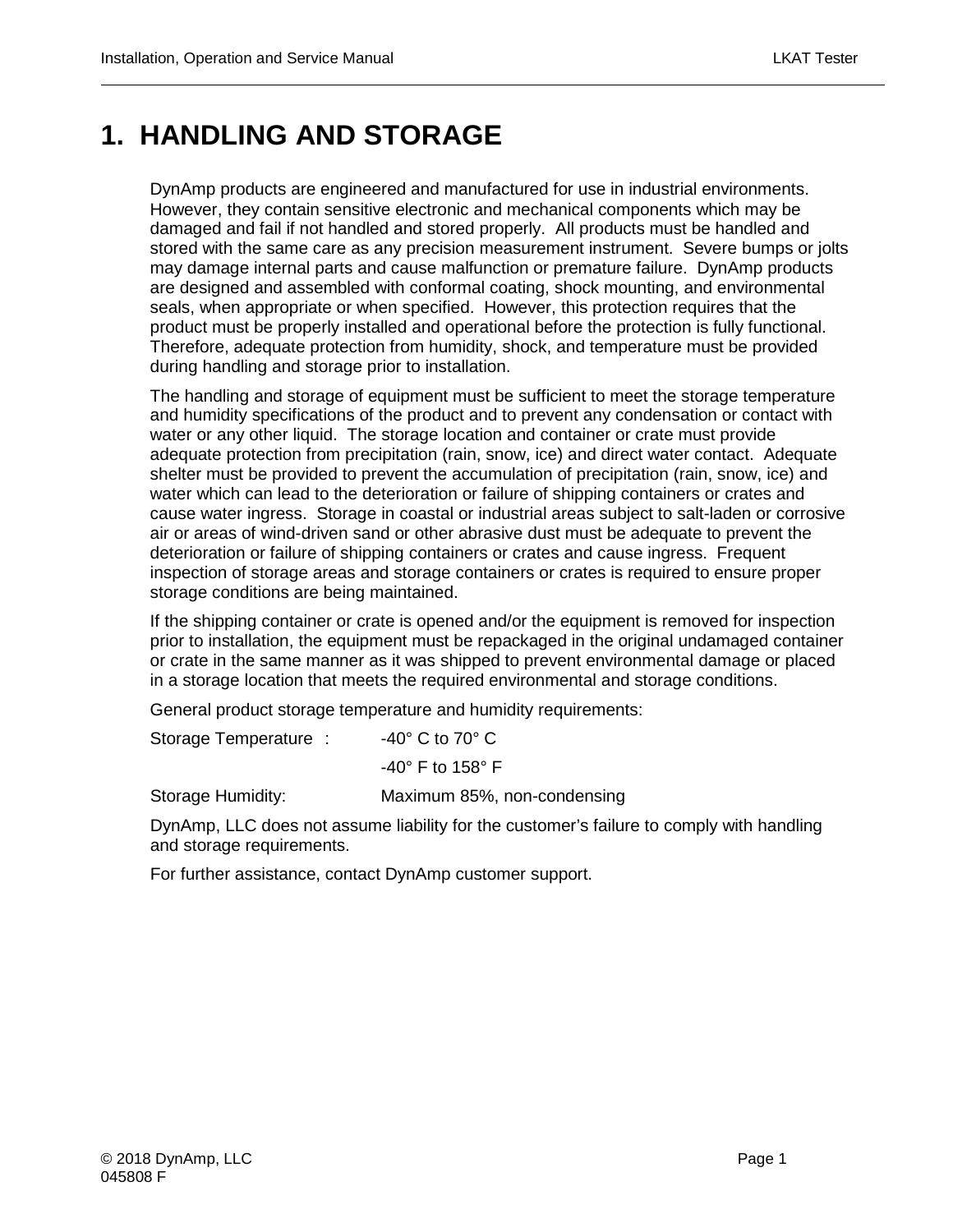# 1. HANDLING AND STORAGE

DynAmp products are engineered and manufactured for use in industrial environments. However, they contain sensitive electronic and mechanical components which may be damaged and fail if not handled and stored properly. All products must be handled and stored with the same care as any precision measurement instrument. Severe bumps or jolts may damage internal parts and cause malfunction or premature failure. DynAmp products are designed and assembled with conformal coating, shock mounting, and environmental seals, when appropriate or when specified. However, this protection requires that the product must be properly installed and operational before the protection is fully functional. Therefore, adequate protection from humidity, shock, and temperature must be provided during handling and storage prior to installation.

The handling and storage of equipment must be sufficient to meet the storage temperature and humidity specifications of the product and to prevent any condensation or contact with water or any other liquid. The storage location and container or crate must provide adequate protection from precipitation (rain, snow, ice) and direct water contact. Adequate shelter must be provided to prevent the accumulation of precipitation (rain, snow, ice) and water which can lead to the deterioration or failure of shipping containers or crates and cause water ingress. Storage in coastal or industrial areas subject to salt-laden or corrosive air or areas of wind-driven sand or other abrasive dust must be adequate to prevent the deterioration or failure of shipping containers or crates and cause ingress. Frequent inspection of storage areas and storage containers or crates is required to ensure proper storage conditions are being maintained.

If the shipping container or crate is opened and/or the equipment is removed for inspection prior to installation, the equipment must be repackaged in the original undamaged container or crate in the same manner as it was shipped to prevent environmental damage or placed in a storage location that meets the required environmental and storage conditions.

General product storage temperature and humidity requirements:

| | |
|---|---|
| Storage Temperature : | -40° C to 70° C |
| | -40° F to 158° F |
| Storage Humidity: | Maximum 85%, non-condensing |

DynAmp, LLC does not assume liability for the customer's failure to comply with handling and storage requirements.

For further assistance, contact DynAmp customer support.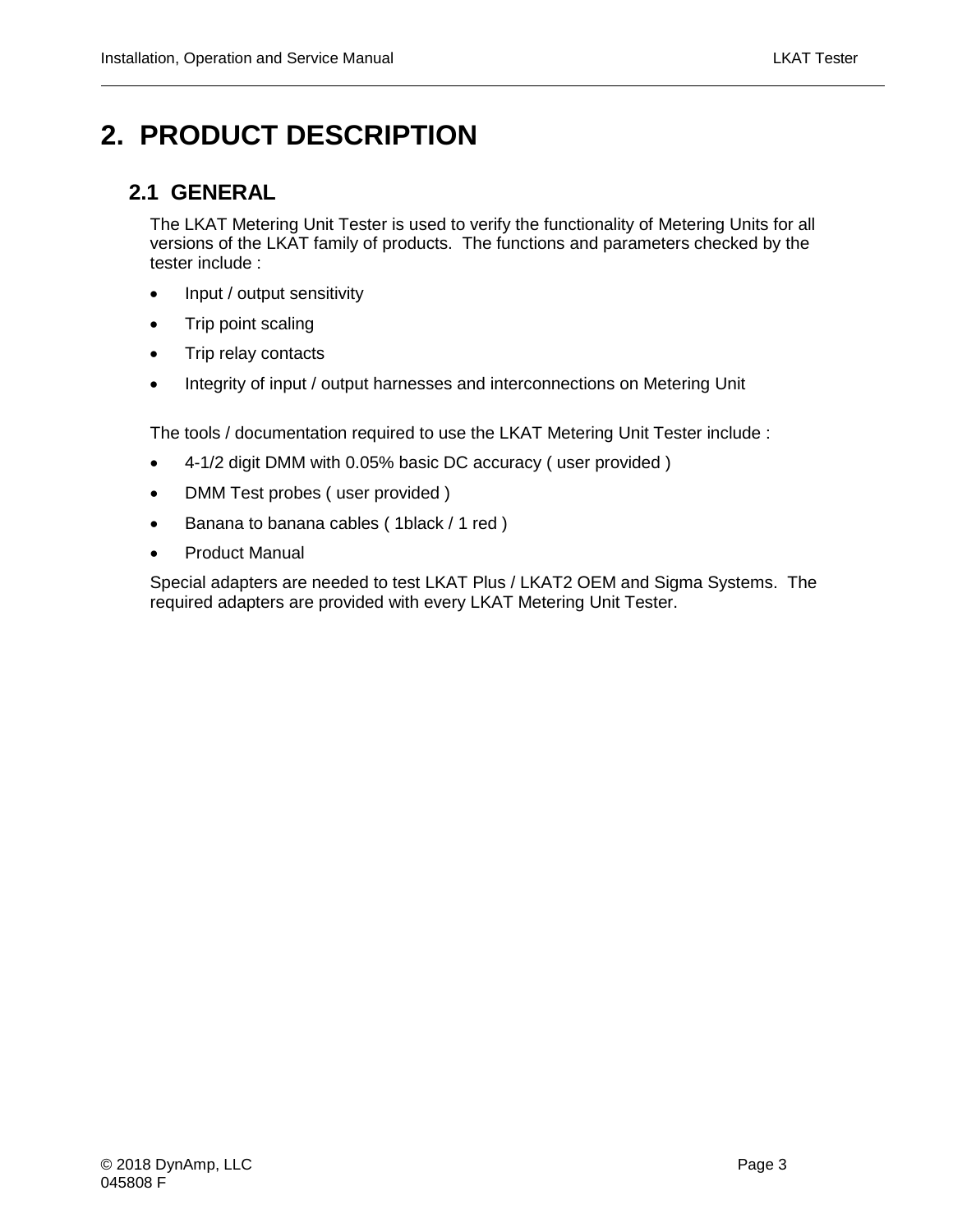# 2. PRODUCT DESCRIPTION

## 2.1 GENERAL

The LKAT Metering Unit Tester is used to verify the functionality of Metering Units for all versions of the LKAT family of products. The functions and parameters checked by the tester include :

- Input / output sensitivity
- Trip point scaling
- Trip relay contacts
- Integrity of input / output harnesses and interconnections on Metering Unit

The tools / documentation required to use the LKAT Metering Unit Tester include :

- 4-1/2 digit DMM with 0.05% basic DC accuracy ( user provided )
- DMM Test probes ( user provided )
- Banana to banana cables ( 1black / 1 red )
- Product Manual

Special adapters are needed to test LKAT Plus / LKAT2 OEM and Sigma Systems. The required adapters are provided with every LKAT Metering Unit Tester.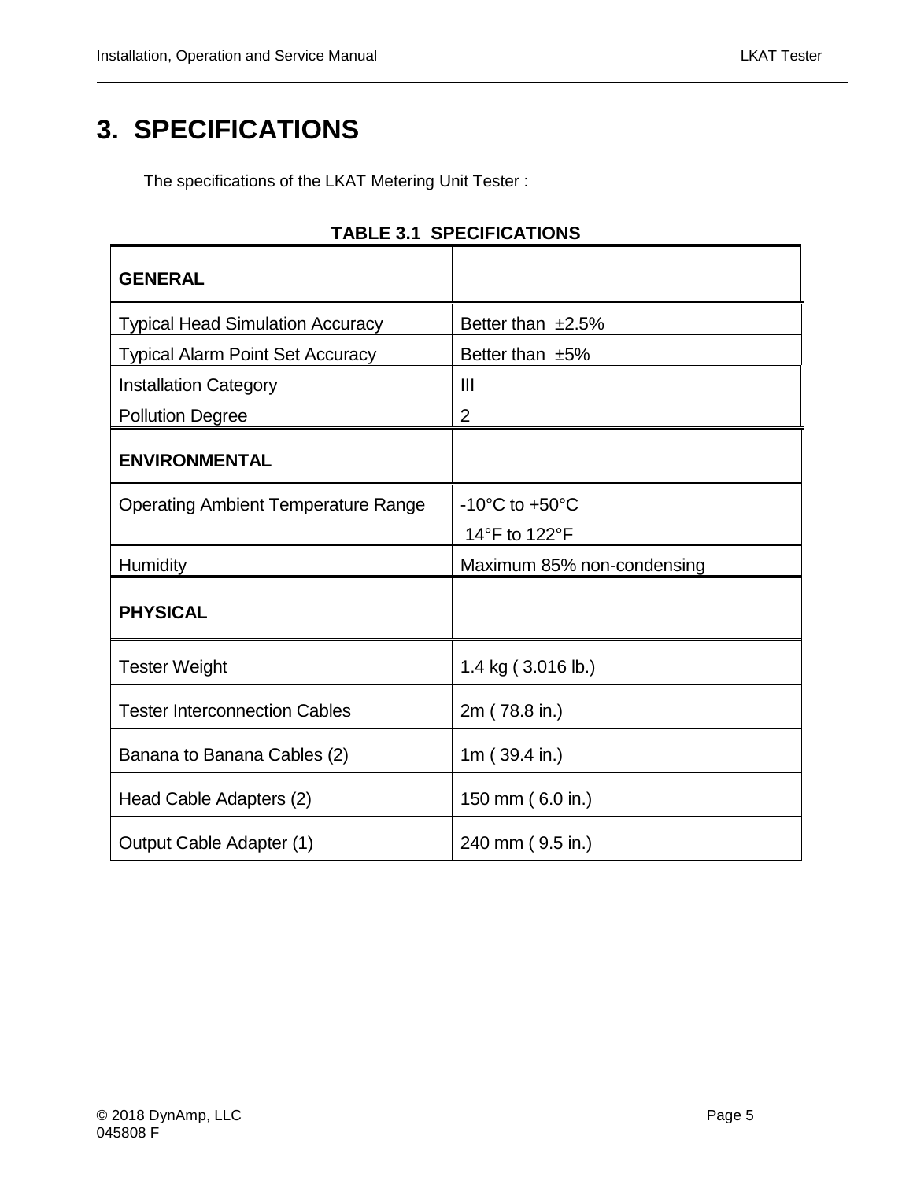# 3. SPECIFICATIONS

The specifications of the LKAT Metering Unit Tester :

**TABLE 3.1 SPECIFICATIONS**

| **GENERAL** | |
|---|---|
| Typical Head Simulation Accuracy | Better than ±2.5% |
| Typical Alarm Point Set Accuracy | Better than ±5% |
| Installation Category | III |
| Pollution Degree | 2 |
| **ENVIRONMENTAL** | |
| Operating Ambient Temperature Range | -10°C to +50°C<br>14°F to 122°F |
| Humidity | Maximum 85% non-condensing |
| **PHYSICAL** | |
| Tester Weight | 1.4 kg ( 3.016 lb.) |
| Tester Interconnection Cables | 2m ( 78.8 in.) |
| Banana to Banana Cables (2) | 1m ( 39.4 in.) |
| Head Cable Adapters (2) | 150 mm ( 6.0 in.) |
| Output Cable Adapter (1) | 240 mm ( 9.5 in.) |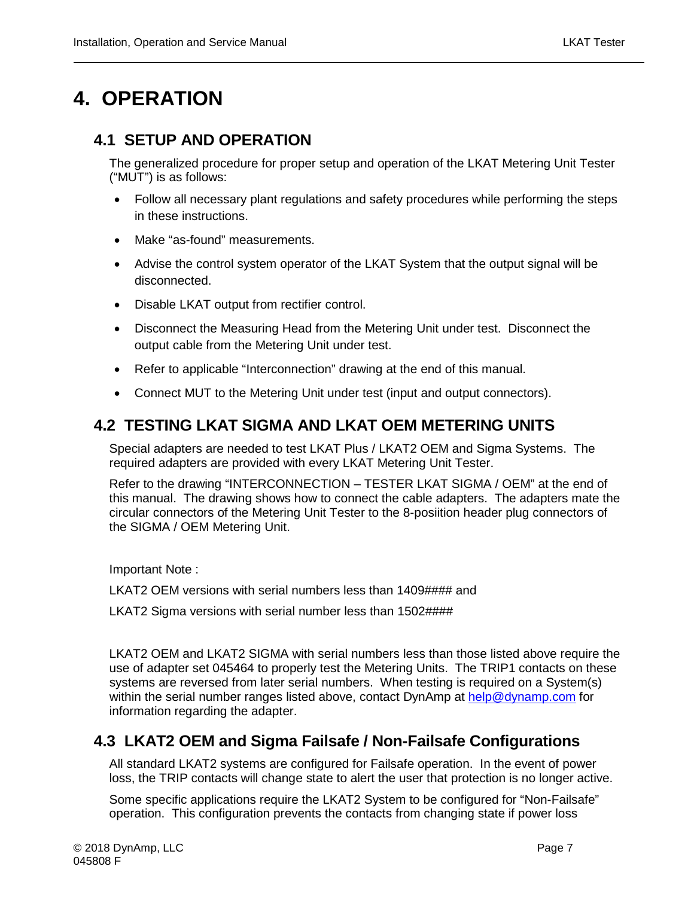# 4. OPERATION

## 4.1 SETUP AND OPERATION

The generalized procedure for proper setup and operation of the LKAT Metering Unit Tester ("MUT") is as follows:

- Follow all necessary plant regulations and safety procedures while performing the steps in these instructions.
- Make "as-found" measurements.
- Advise the control system operator of the LKAT System that the output signal will be disconnected.
- Disable LKAT output from rectifier control.
- Disconnect the Measuring Head from the Metering Unit under test. Disconnect the output cable from the Metering Unit under test.
- Refer to applicable "Interconnection" drawing at the end of this manual.
- Connect MUT to the Metering Unit under test (input and output connectors).

## 4.2 TESTING LKAT SIGMA AND LKAT OEM METERING UNITS

Special adapters are needed to test LKAT Plus / LKAT2 OEM and Sigma Systems. The required adapters are provided with every LKAT Metering Unit Tester.

Refer to the drawing "INTERCONNECTION – TESTER LKAT SIGMA / OEM" at the end of this manual. The drawing shows how to connect the cable adapters. The adapters mate the circular connectors of the Metering Unit Tester to the 8-posiition header plug connectors of the SIGMA / OEM Metering Unit.

Important Note :

LKAT2 OEM versions with serial numbers less than 1409#### and

LKAT2 Sigma versions with serial number less than 1502####

LKAT2 OEM and LKAT2 SIGMA with serial numbers less than those listed above require the use of adapter set 045464 to properly test the Metering Units. The TRIP1 contacts on these systems are reversed from later serial numbers. When testing is required on a System(s) within the serial number ranges listed above, contact DynAmp at help@dynamp.com for information regarding the adapter.

## 4.3 LKAT2 OEM and Sigma Failsafe / Non-Failsafe Configurations

All standard LKAT2 systems are configured for Failsafe operation. In the event of power loss, the TRIP contacts will change state to alert the user that protection is no longer active.

Some specific applications require the LKAT2 System to be configured for "Non-Failsafe" operation. This configuration prevents the contacts from changing state if power loss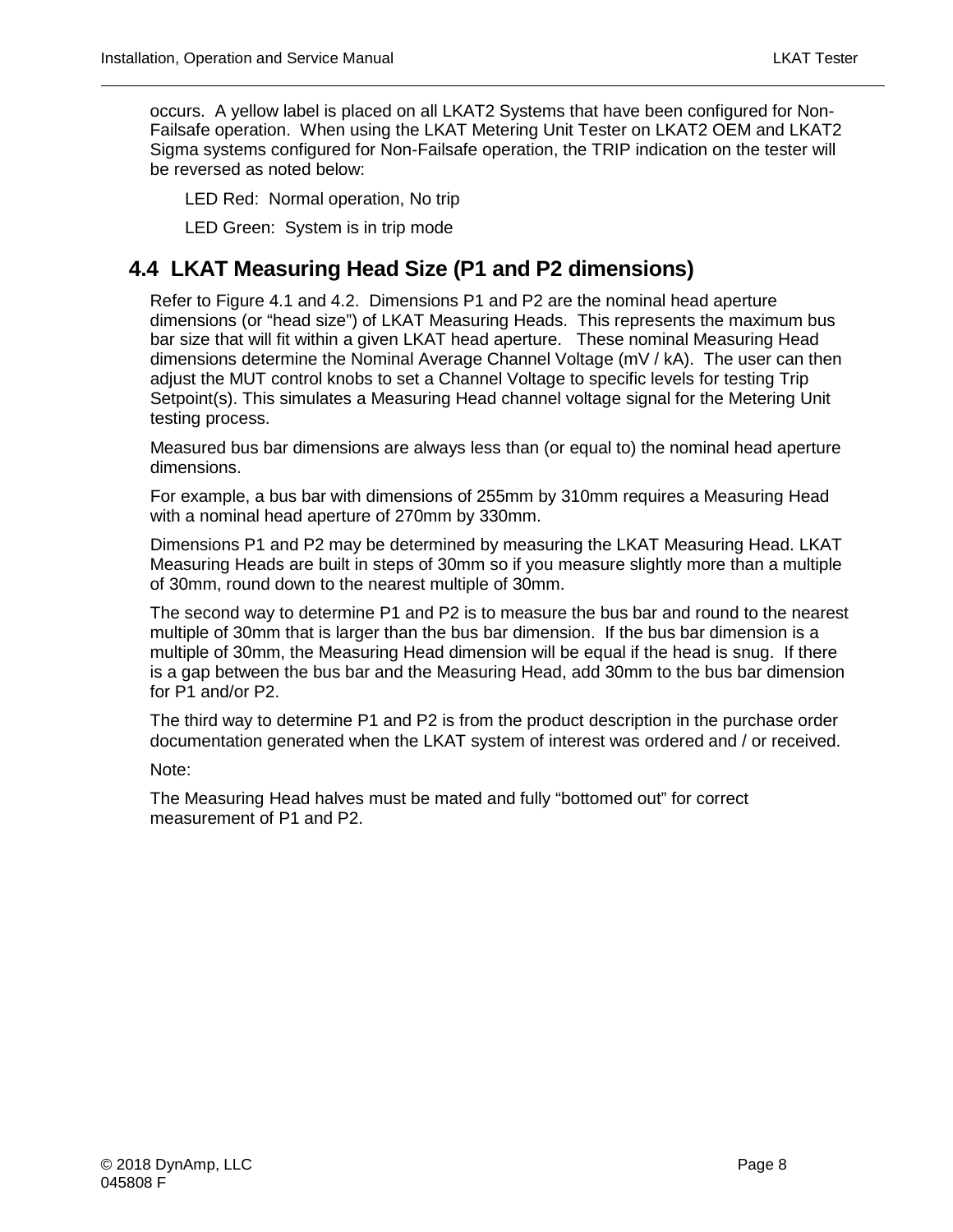occurs. A yellow label is placed on all LKAT2 Systems that have been configured for Non-Failsafe operation. When using the LKAT Metering Unit Tester on LKAT2 OEM and LKAT2 Sigma systems configured for Non-Failsafe operation, the TRIP indication on the tester will be reversed as noted below:

LED Red: Normal operation, No trip

LED Green: System is in trip mode

## 4.4 LKAT Measuring Head Size (P1 and P2 dimensions)

Refer to Figure 4.1 and 4.2. Dimensions P1 and P2 are the nominal head aperture dimensions (or "head size") of LKAT Measuring Heads. This represents the maximum bus bar size that will fit within a given LKAT head aperture. These nominal Measuring Head dimensions determine the Nominal Average Channel Voltage (mV / kA). The user can then adjust the MUT control knobs to set a Channel Voltage to specific levels for testing Trip Setpoint(s). This simulates a Measuring Head channel voltage signal for the Metering Unit testing process.

Measured bus bar dimensions are always less than (or equal to) the nominal head aperture dimensions.

For example, a bus bar with dimensions of 255mm by 310mm requires a Measuring Head with a nominal head aperture of 270mm by 330mm.

Dimensions P1 and P2 may be determined by measuring the LKAT Measuring Head. LKAT Measuring Heads are built in steps of 30mm so if you measure slightly more than a multiple of 30mm, round down to the nearest multiple of 30mm.

The second way to determine P1 and P2 is to measure the bus bar and round to the nearest multiple of 30mm that is larger than the bus bar dimension. If the bus bar dimension is a multiple of 30mm, the Measuring Head dimension will be equal if the head is snug. If there is a gap between the bus bar and the Measuring Head, add 30mm to the bus bar dimension for P1 and/or P2.

The third way to determine P1 and P2 is from the product description in the purchase order documentation generated when the LKAT system of interest was ordered and / or received.

Note:

The Measuring Head halves must be mated and fully "bottomed out" for correct measurement of P1 and P2.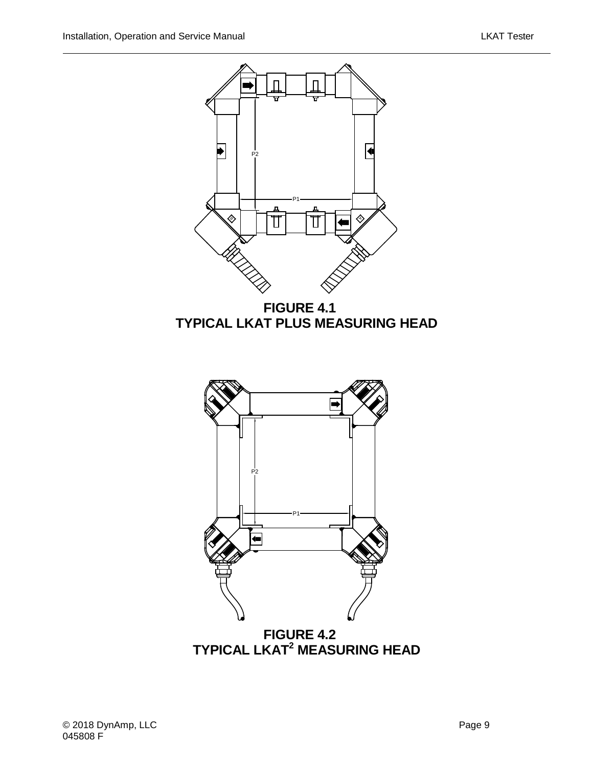**FIGURE 4.1**
**TYPICAL LKAT PLUS MEASURING HEAD**

**FIGURE 4.2**
**TYPICAL LKAT² MEASURING HEAD**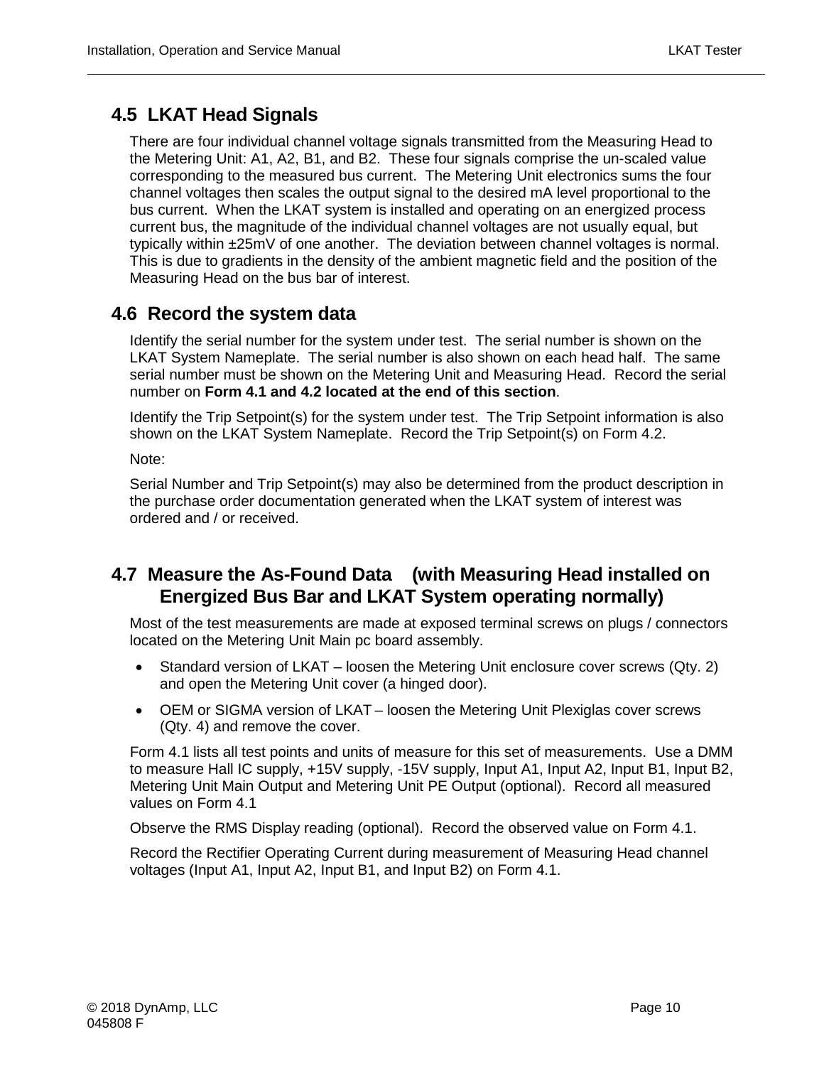## 4.5 LKAT Head Signals

There are four individual channel voltage signals transmitted from the Measuring Head to the Metering Unit: A1, A2, B1, and B2. These four signals comprise the un-scaled value corresponding to the measured bus current. The Metering Unit electronics sums the four channel voltages then scales the output signal to the desired mA level proportional to the bus current. When the LKAT system is installed and operating on an energized process current bus, the magnitude of the individual channel voltages are not usually equal, but typically within ±25mV of one another. The deviation between channel voltages is normal. This is due to gradients in the density of the ambient magnetic field and the position of the Measuring Head on the bus bar of interest.

## 4.6 Record the system data

Identify the serial number for the system under test. The serial number is shown on the LKAT System Nameplate. The serial number is also shown on each head half. The same serial number must be shown on the Metering Unit and Measuring Head. Record the serial number on **Form 4.1 and 4.2 located at the end of this section**.

Identify the Trip Setpoint(s) for the system under test. The Trip Setpoint information is also shown on the LKAT System Nameplate. Record the Trip Setpoint(s) on Form 4.2.

Note:

Serial Number and Trip Setpoint(s) may also be determined from the product description in the purchase order documentation generated when the LKAT system of interest was ordered and / or received.

## 4.7 Measure the As-Found Data (with Measuring Head installed on Energized Bus Bar and LKAT System operating normally)

Most of the test measurements are made at exposed terminal screws on plugs / connectors located on the Metering Unit Main pc board assembly.

- Standard version of LKAT – loosen the Metering Unit enclosure cover screws (Qty. 2) and open the Metering Unit cover (a hinged door).
- OEM or SIGMA version of LKAT – loosen the Metering Unit Plexiglas cover screws (Qty. 4) and remove the cover.

Form 4.1 lists all test points and units of measure for this set of measurements. Use a DMM to measure Hall IC supply, +15V supply, -15V supply, Input A1, Input A2, Input B1, Input B2, Metering Unit Main Output and Metering Unit PE Output (optional). Record all measured values on Form 4.1

Observe the RMS Display reading (optional). Record the observed value on Form 4.1.

Record the Rectifier Operating Current during measurement of Measuring Head channel voltages (Input A1, Input A2, Input B1, and Input B2) on Form 4.1.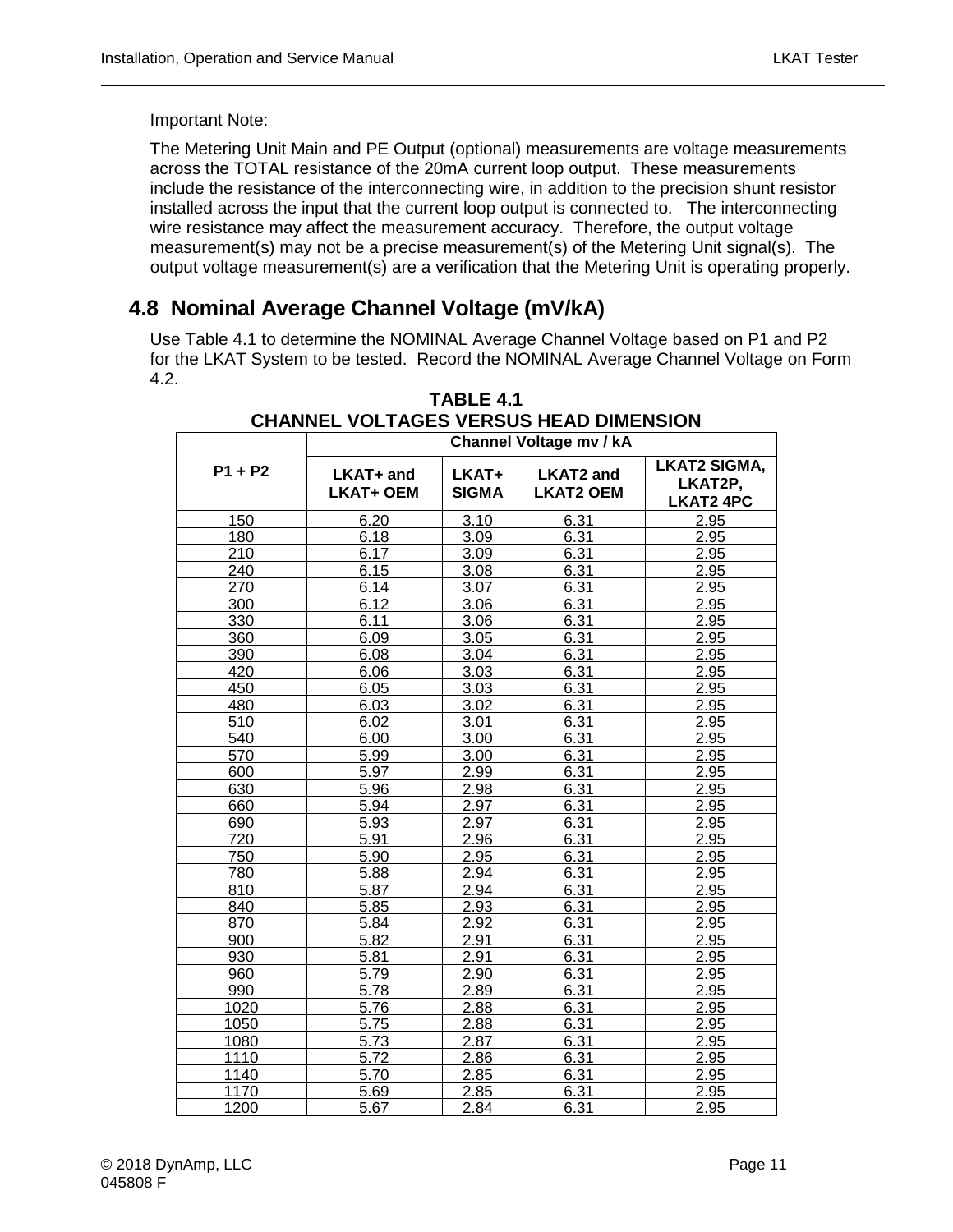Important Note:

The Metering Unit Main and PE Output (optional) measurements are voltage measurements across the TOTAL resistance of the 20mA current loop output. These measurements include the resistance of the interconnecting wire, in addition to the precision shunt resistor installed across the input that the current loop output is connected to. The interconnecting wire resistance may affect the measurement accuracy. Therefore, the output voltage measurement(s) may not be a precise measurement(s) of the Metering Unit signal(s). The output voltage measurement(s) are a verification that the Metering Unit is operating properly.

## 4.8 Nominal Average Channel Voltage (mV/kA)

Use Table 4.1 to determine the NOMINAL Average Channel Voltage based on P1 and P2 for the LKAT System to be tested. Record the NOMINAL Average Channel Voltage on Form 4.2.

**TABLE 4.1**
**CHANNEL VOLTAGES VERSUS HEAD DIMENSION**

| P1 + P2 | Channel Voltage mv / kA | | | |
|---|---|---|---|---|
| | LKAT+ and LKAT+ OEM | LKAT+ SIGMA | LKAT2 and LKAT2 OEM | LKAT2 SIGMA, LKAT2P, LKAT2 4PC |
| 150 | 6.20 | 3.10 | 6.31 | 2.95 |
| 180 | 6.18 | 3.09 | 6.31 | 2.95 |
| 210 | 6.17 | 3.09 | 6.31 | 2.95 |
| 240 | 6.15 | 3.08 | 6.31 | 2.95 |
| 270 | 6.14 | 3.07 | 6.31 | 2.95 |
| 300 | 6.12 | 3.06 | 6.31 | 2.95 |
| 330 | 6.11 | 3.06 | 6.31 | 2.95 |
| 360 | 6.09 | 3.05 | 6.31 | 2.95 |
| 390 | 6.08 | 3.04 | 6.31 | 2.95 |
| 420 | 6.06 | 3.03 | 6.31 | 2.95 |
| 450 | 6.05 | 3.03 | 6.31 | 2.95 |
| 480 | 6.03 | 3.02 | 6.31 | 2.95 |
| 510 | 6.02 | 3.01 | 6.31 | 2.95 |
| 540 | 6.00 | 3.00 | 6.31 | 2.95 |
| 570 | 5.99 | 3.00 | 6.31 | 2.95 |
| 600 | 5.97 | 2.99 | 6.31 | 2.95 |
| 630 | 5.96 | 2.98 | 6.31 | 2.95 |
| 660 | 5.94 | 2.97 | 6.31 | 2.95 |
| 690 | 5.93 | 2.97 | 6.31 | 2.95 |
| 720 | 5.91 | 2.96 | 6.31 | 2.95 |
| 750 | 5.90 | 2.95 | 6.31 | 2.95 |
| 780 | 5.88 | 2.94 | 6.31 | 2.95 |
| 810 | 5.87 | 2.94 | 6.31 | 2.95 |
| 840 | 5.85 | 2.93 | 6.31 | 2.95 |
| 870 | 5.84 | 2.92 | 6.31 | 2.95 |
| 900 | 5.82 | 2.91 | 6.31 | 2.95 |
| 930 | 5.81 | 2.91 | 6.31 | 2.95 |
| 960 | 5.79 | 2.90 | 6.31 | 2.95 |
| 990 | 5.78 | 2.89 | 6.31 | 2.95 |
| 1020 | 5.76 | 2.88 | 6.31 | 2.95 |
| 1050 | 5.75 | 2.88 | 6.31 | 2.95 |
| 1080 | 5.73 | 2.87 | 6.31 | 2.95 |
| 1110 | 5.72 | 2.86 | 6.31 | 2.95 |
| 1140 | 5.70 | 2.85 | 6.31 | 2.95 |
| 1170 | 5.69 | 2.85 | 6.31 | 2.95 |
| 1200 | 5.67 | 2.84 | 6.31 | 2.95 |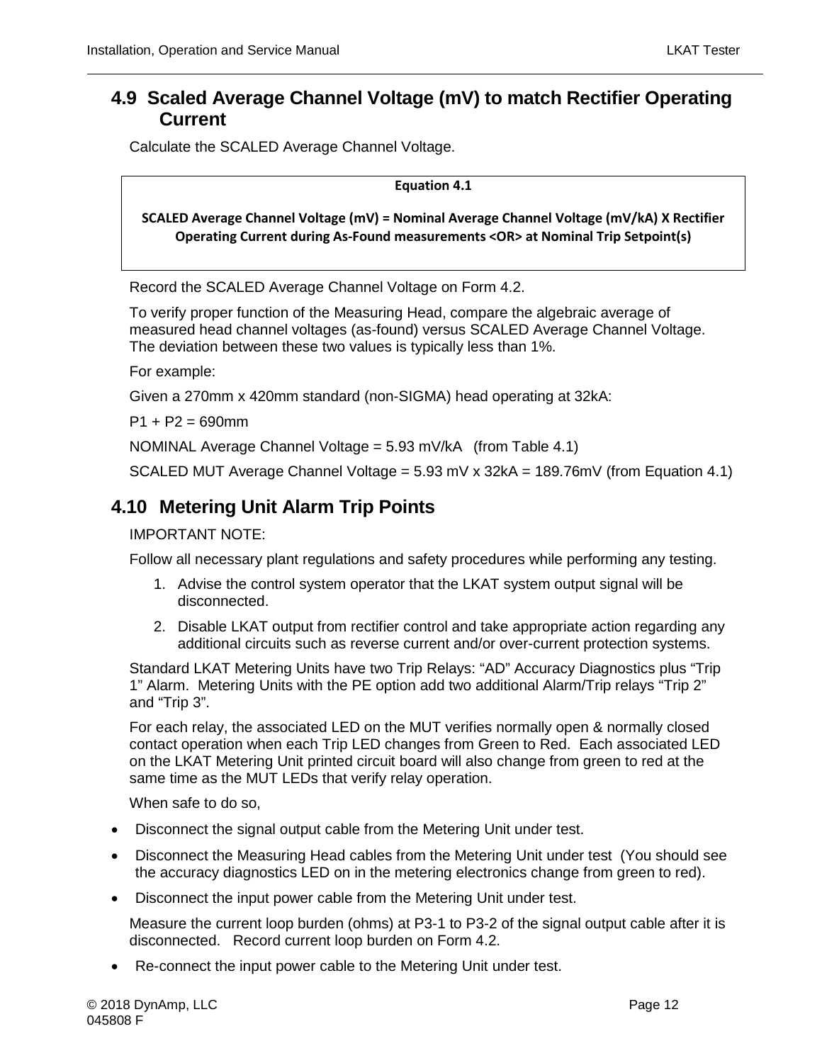## 4.9 Scaled Average Channel Voltage (mV) to match Rectifier Operating Current

Calculate the SCALED Average Channel Voltage.

**Equation 4.1**

**SCALED Average Channel Voltage (mV) = Nominal Average Channel Voltage (mV/kA) X Rectifier Operating Current during As-Found measurements <OR> at Nominal Trip Setpoint(s)**

Record the SCALED Average Channel Voltage on Form 4.2.

To verify proper function of the Measuring Head, compare the algebraic average of measured head channel voltages (as-found) versus SCALED Average Channel Voltage. The deviation between these two values is typically less than 1%.

For example:

Given a 270mm x 420mm standard (non-SIGMA) head operating at 32kA:

P1 + P2 = 690mm

NOMINAL Average Channel Voltage = 5.93 mV/kA (from Table 4.1)

SCALED MUT Average Channel Voltage = 5.93 mV x 32kA = 189.76mV (from Equation 4.1)

## 4.10 Metering Unit Alarm Trip Points

IMPORTANT NOTE:

Follow all necessary plant regulations and safety procedures while performing any testing.

1. Advise the control system operator that the LKAT system output signal will be disconnected.
2. Disable LKAT output from rectifier control and take appropriate action regarding any additional circuits such as reverse current and/or over-current protection systems.

Standard LKAT Metering Units have two Trip Relays: “AD” Accuracy Diagnostics plus “Trip 1” Alarm. Metering Units with the PE option add two additional Alarm/Trip relays “Trip 2” and “Trip 3”.

For each relay, the associated LED on the MUT verifies normally open & normally closed contact operation when each Trip LED changes from Green to Red. Each associated LED on the LKAT Metering Unit printed circuit board will also change from green to red at the same time as the MUT LEDs that verify relay operation.

When safe to do so,

- Disconnect the signal output cable from the Metering Unit under test.
- Disconnect the Measuring Head cables from the Metering Unit under test (You should see the accuracy diagnostics LED on in the metering electronics change from green to red).
- Disconnect the input power cable from the Metering Unit under test.

Measure the current loop burden (ohms) at P3-1 to P3-2 of the signal output cable after it is disconnected. Record current loop burden on Form 4.2.

- Re-connect the input power cable to the Metering Unit under test.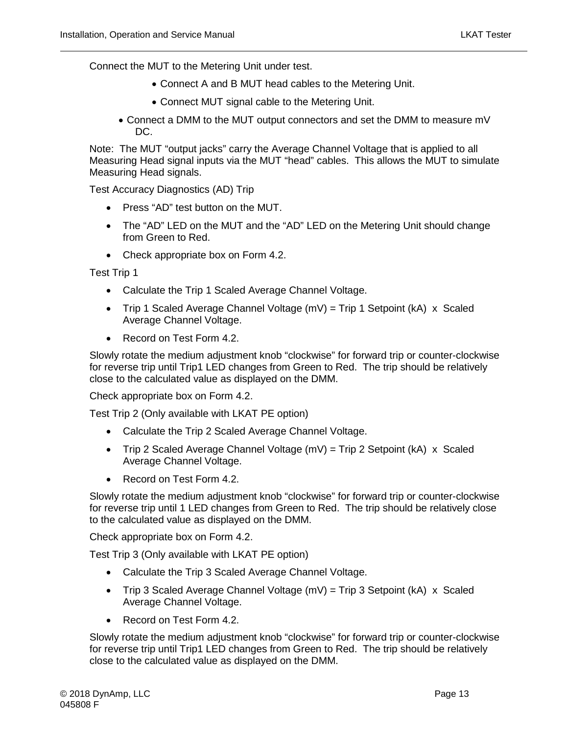Connect the MUT to the Metering Unit under test.

- Connect A and B MUT head cables to the Metering Unit.
- Connect MUT signal cable to the Metering Unit.
- Connect a DMM to the MUT output connectors and set the DMM to measure mV DC.

Note: The MUT "output jacks" carry the Average Channel Voltage that is applied to all Measuring Head signal inputs via the MUT "head" cables. This allows the MUT to simulate Measuring Head signals.

Test Accuracy Diagnostics (AD) Trip

- Press "AD" test button on the MUT.
- The "AD" LED on the MUT and the "AD" LED on the Metering Unit should change from Green to Red.
- Check appropriate box on Form 4.2.

Test Trip 1

- Calculate the Trip 1 Scaled Average Channel Voltage.
- Trip 1 Scaled Average Channel Voltage (mV) = Trip 1 Setpoint (kA) x Scaled Average Channel Voltage.
- Record on Test Form 4.2.

Slowly rotate the medium adjustment knob "clockwise" for forward trip or counter-clockwise for reverse trip until Trip1 LED changes from Green to Red. The trip should be relatively close to the calculated value as displayed on the DMM.

Check appropriate box on Form 4.2.

Test Trip 2 (Only available with LKAT PE option)

- Calculate the Trip 2 Scaled Average Channel Voltage.
- Trip 2 Scaled Average Channel Voltage (mV) = Trip 2 Setpoint (kA) x Scaled Average Channel Voltage.
- Record on Test Form 4.2.

Slowly rotate the medium adjustment knob "clockwise" for forward trip or counter-clockwise for reverse trip until 1 LED changes from Green to Red. The trip should be relatively close to the calculated value as displayed on the DMM.

Check appropriate box on Form 4.2.

Test Trip 3 (Only available with LKAT PE option)

- Calculate the Trip 3 Scaled Average Channel Voltage.
- Trip 3 Scaled Average Channel Voltage (mV) = Trip 3 Setpoint (kA) x Scaled Average Channel Voltage.
- Record on Test Form 4.2.

Slowly rotate the medium adjustment knob "clockwise" for forward trip or counter-clockwise for reverse trip until Trip1 LED changes from Green to Red. The trip should be relatively close to the calculated value as displayed on the DMM.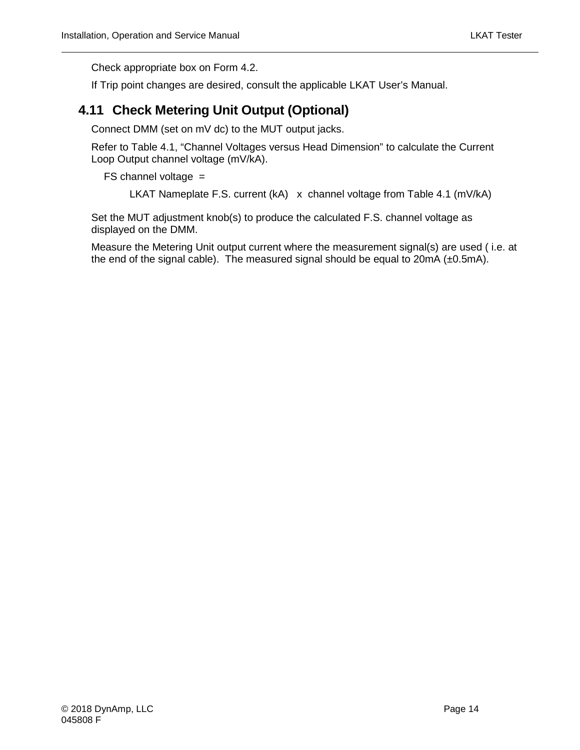Check appropriate box on Form 4.2.

If Trip point changes are desired, consult the applicable LKAT User's Manual.

## 4.11 Check Metering Unit Output (Optional)

Connect DMM (set on mV dc) to the MUT output jacks.

Refer to Table 4.1, "Channel Voltages versus Head Dimension" to calculate the Current Loop Output channel voltage (mV/kA).

FS channel voltage =

LKAT Nameplate F.S. current (kA) x channel voltage from Table 4.1 (mV/kA)

Set the MUT adjustment knob(s) to produce the calculated F.S. channel voltage as displayed on the DMM.

Measure the Metering Unit output current where the measurement signal(s) are used ( i.e. at the end of the signal cable). The measured signal should be equal to 20mA (±0.5mA).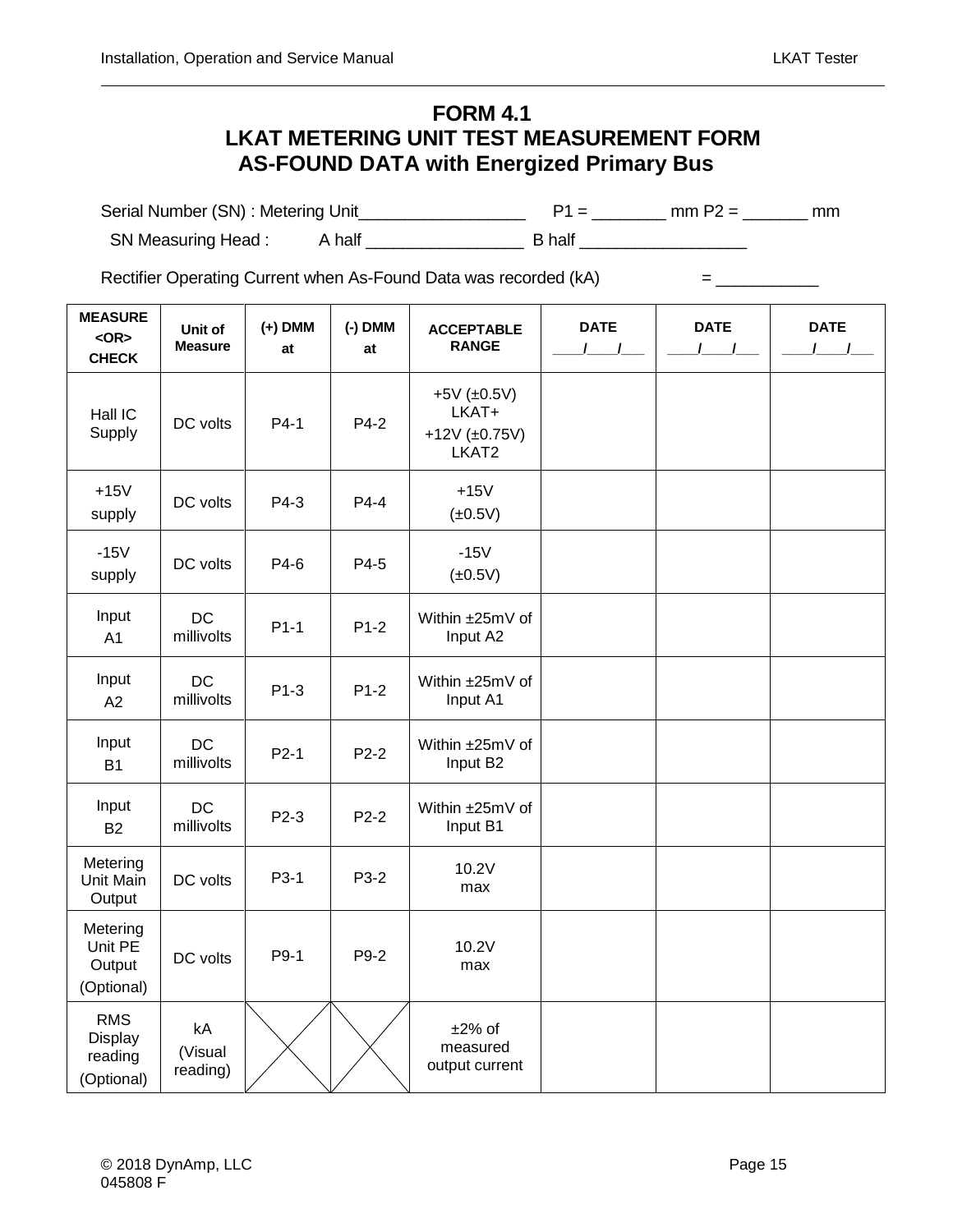# FORM 4.1
# LKAT METERING UNIT TEST MEASUREMENT FORM
## AS-FOUND DATA with Energized Primary Bus

Serial Number (SN) : Metering Unit__________________ P1 = ________ mm P2 = _______ mm

SN Measuring Head : A half _________________ B half __________________

Rectifier Operating Current when As-Found Data was recorded (kA) = ___________

| MEASURE <OR> CHECK | Unit of Measure | (+) DMM at | (-) DMM at | ACCEPTABLE RANGE | DATE ____/____/___ | DATE ____/____/___ | DATE ____/____/___ |
|---|---|---|---|---|---|---|---|
| Hall IC Supply | DC volts | P4-1 | P4-2 | +5V (±0.5V) LKAT+ +12V (±0.75V) LKAT2 | | | |
| +15V supply | DC volts | P4-3 | P4-4 | +15V (±0.5V) | | | |
| -15V supply | DC volts | P4-6 | P4-5 | -15V (±0.5V) | | | |
| Input A1 | DC millivolts | P1-1 | P1-2 | Within ±25mV of Input A2 | | | |
| Input A2 | DC millivolts | P1-3 | P1-2 | Within ±25mV of Input A1 | | | |
| Input B1 | DC millivolts | P2-1 | P2-2 | Within ±25mV of Input B2 | | | |
| Input B2 | DC millivolts | P2-3 | P2-2 | Within ±25mV of Input B1 | | | |
| Metering Unit Main Output | DC volts | P3-1 | P3-2 | 10.2V max | | | |
| Metering Unit PE Output (Optional) | DC volts | P9-1 | P9-2 | 10.2V max | | | |
| RMS Display reading (Optional) | kA (Visual reading) | X | X | ±2% of measured output current | | | |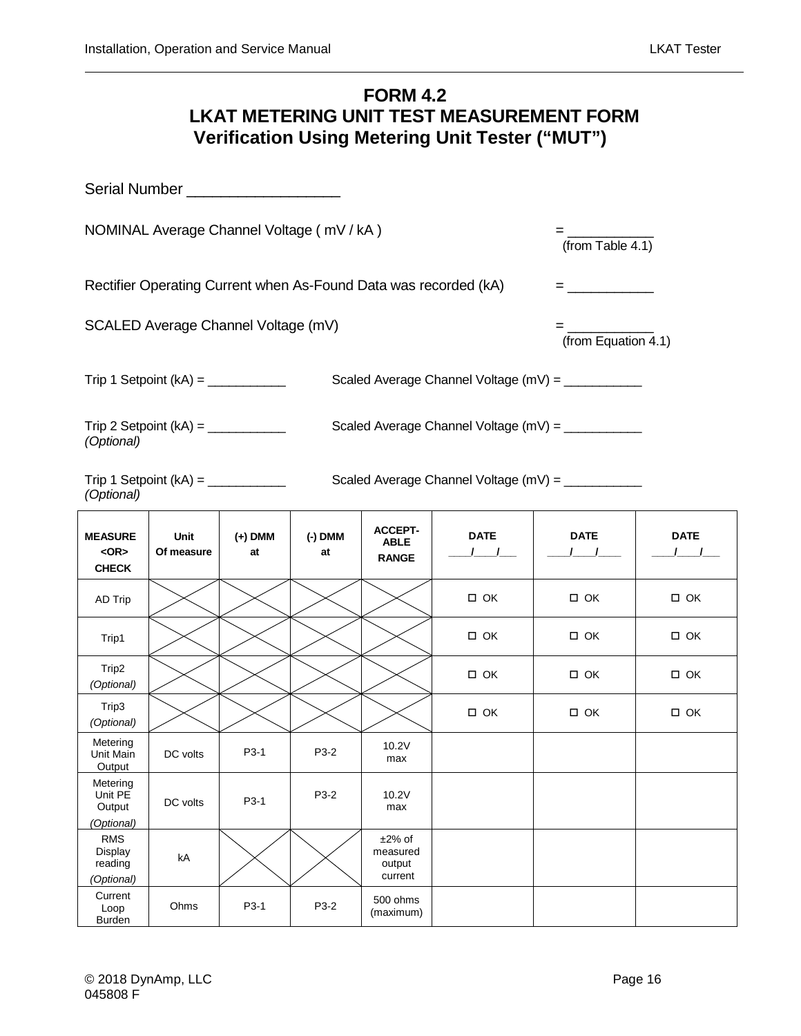# FORM 4.2
## LKAT METERING UNIT TEST MEASUREMENT FORM
### Verification Using Metering Unit Tester ("MUT")

Serial Number ___________________

NOMINAL Average Channel Voltage ( mV / kA ) = ___________ (from Table 4.1)

Rectifier Operating Current when As-Found Data was recorded (kA) = ___________

SCALED Average Channel Voltage (mV) = ___________ (from Equation 4.1)

Trip 1 Setpoint (kA) = ___________ Scaled Average Channel Voltage (mV) = ___________

Trip 2 Setpoint (kA) = ___________ Scaled Average Channel Voltage (mV) = ___________
*(Optional)*

Trip 1 Setpoint (kA) = ___________ Scaled Average Channel Voltage (mV) = ___________
*(Optional)*

| MEASURE <OR> CHECK | Unit Of measure | (+) DMM at | (-) DMM at | ACCEPT-ABLE RANGE | DATE ___/___/___ | DATE ___/___/___ | DATE ___/___/___ |
|---|---|---|---|---|---|---|---|
| AD Trip | | | | | ☐ OK | ☐ OK | ☐ OK |
| Trip1 | | | | | ☐ OK | ☐ OK | ☐ OK |
| Trip2 *(Optional)* | | | | | ☐ OK | ☐ OK | ☐ OK |
| Trip3 *(Optional)* | | | | | ☐ OK | ☐ OK | ☐ OK |
| Metering Unit Main Output | DC volts | P3-1 | P3-2 | 10.2V max | | | |
| Metering Unit PE Output *(Optional)* | DC volts | P3-1 | P3-2 | 10.2V max | | | |
| RMS Display reading *(Optional)* | kA | | | ±2% of measured output current | | | |
| Current Loop Burden | Ohms | P3-1 | P3-2 | 500 ohms (maximum) | | | |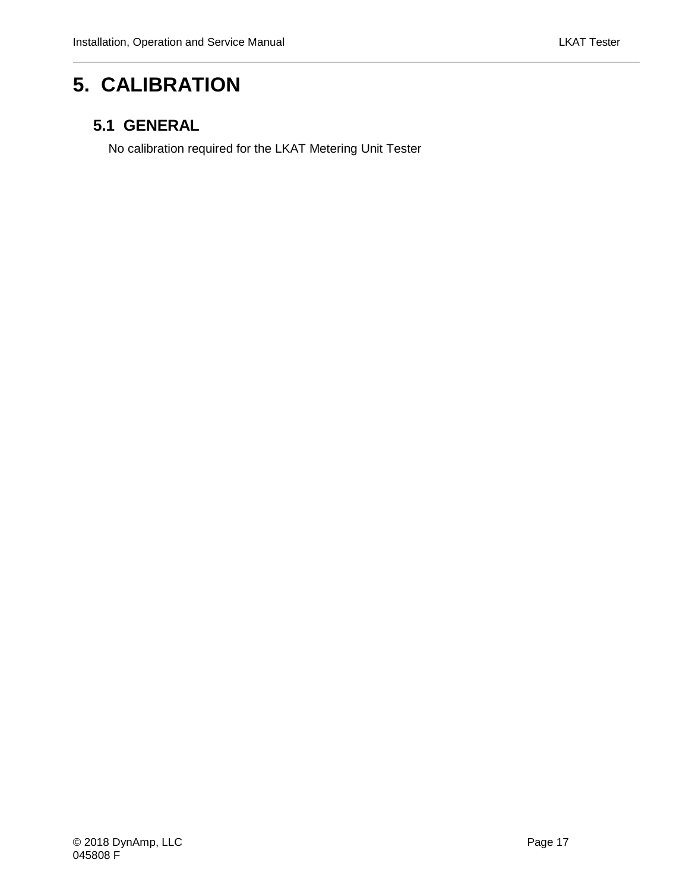# 5. CALIBRATION

## 5.1 GENERAL

No calibration required for the LKAT Metering Unit Tester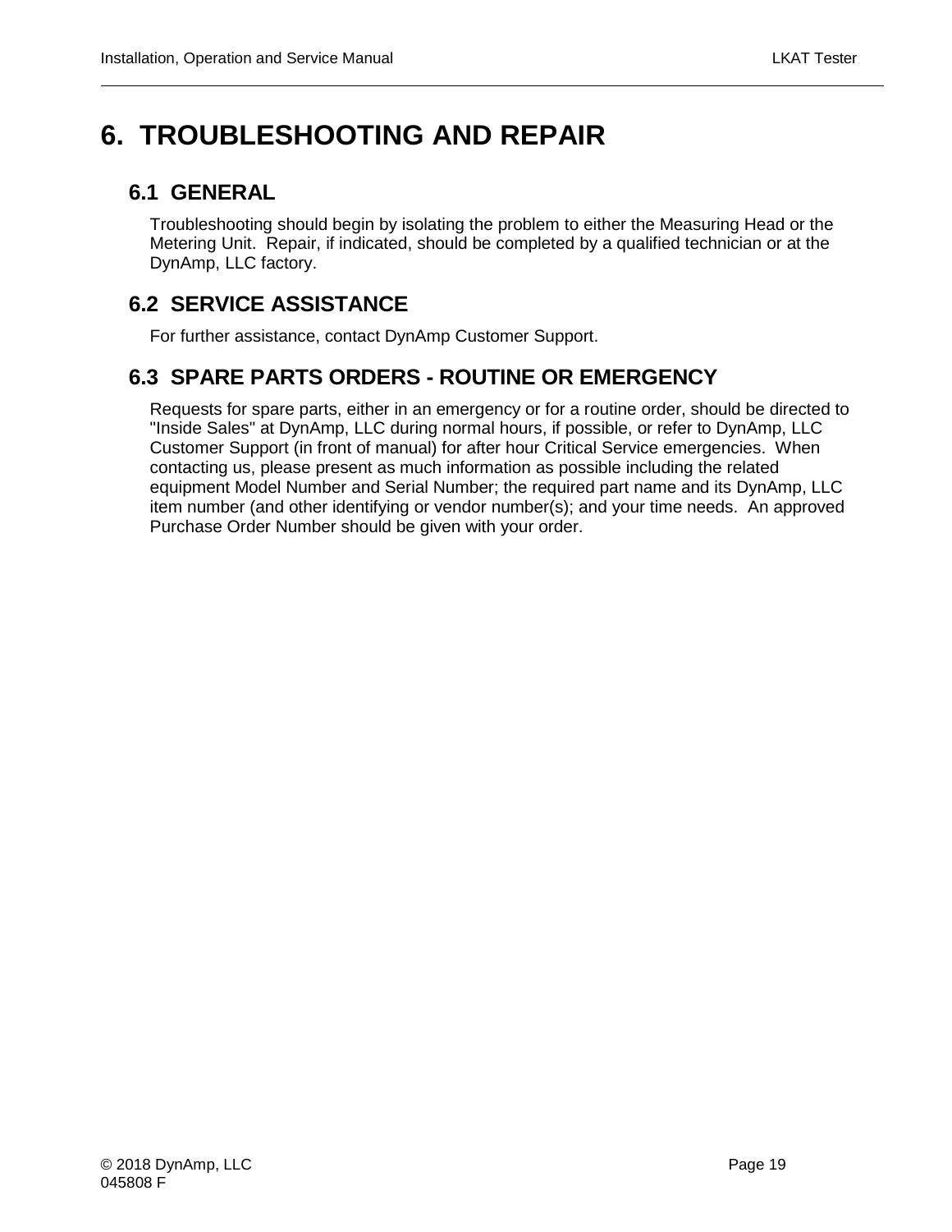# 6. TROUBLESHOOTING AND REPAIR

## 6.1 GENERAL

Troubleshooting should begin by isolating the problem to either the Measuring Head or the Metering Unit. Repair, if indicated, should be completed by a qualified technician or at the DynAmp, LLC factory.

## 6.2 SERVICE ASSISTANCE

For further assistance, contact DynAmp Customer Support.

## 6.3 SPARE PARTS ORDERS - ROUTINE OR EMERGENCY

Requests for spare parts, either in an emergency or for a routine order, should be directed to "Inside Sales" at DynAmp, LLC during normal hours, if possible, or refer to DynAmp, LLC Customer Support (in front of manual) for after hour Critical Service emergencies. When contacting us, please present as much information as possible including the related equipment Model Number and Serial Number; the required part name and its DynAmp, LLC item number (and other identifying or vendor number(s); and your time needs. An approved Purchase Order Number should be given with your order.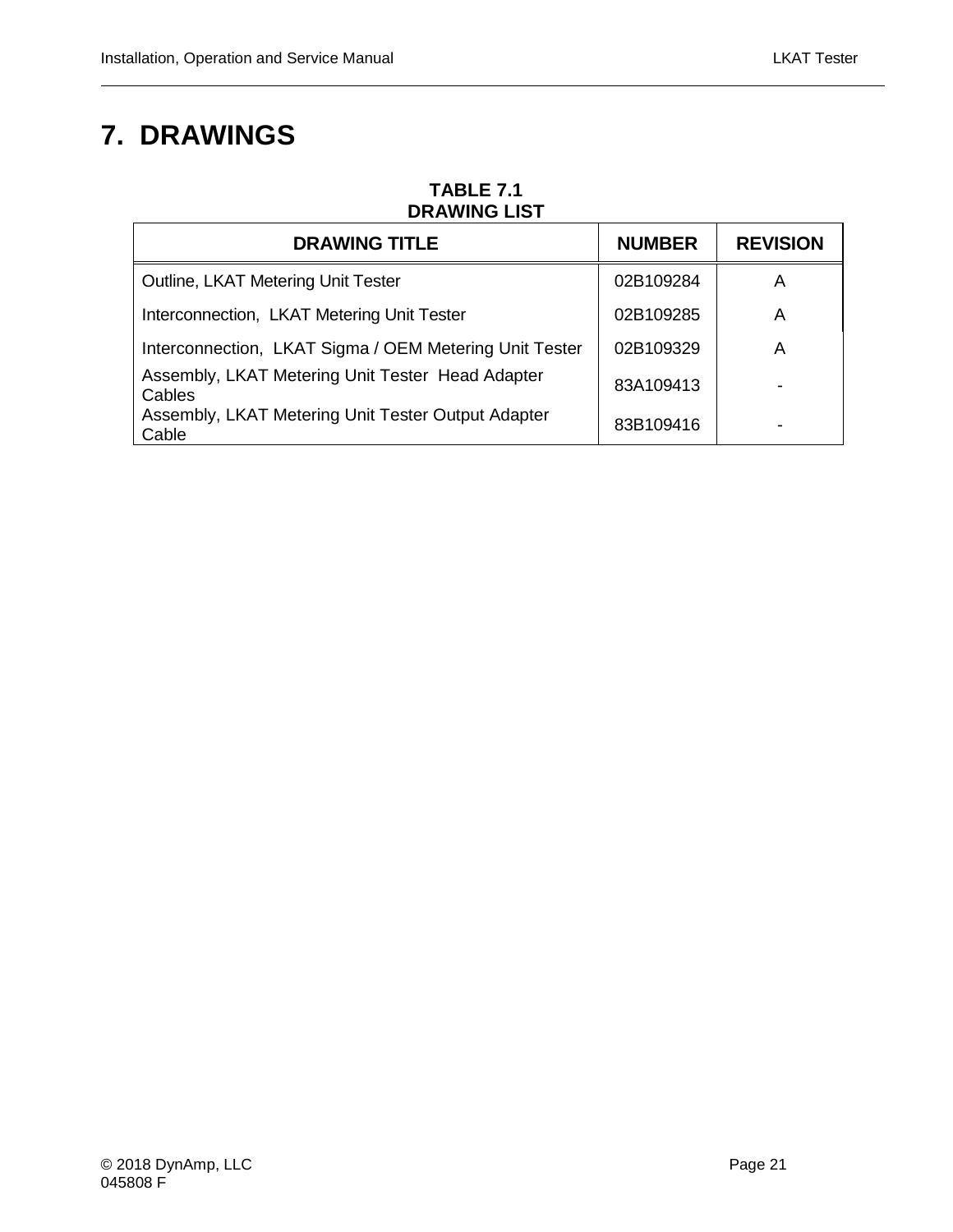# 7. DRAWINGS

**TABLE 7.1**
**DRAWING LIST**

| DRAWING TITLE | NUMBER | REVISION |
| --- | --- | --- |
| Outline, LKAT Metering Unit Tester | 02B109284 | A |
| Interconnection, LKAT Metering Unit Tester | 02B109285 | A |
| Interconnection, LKAT Sigma / OEM Metering Unit Tester | 02B109329 | A |
| Assembly, LKAT Metering Unit Tester Head Adapter Cables | 83A109413 | - |
| Assembly, LKAT Metering Unit Tester Output Adapter Cable | 83B109416 | - |